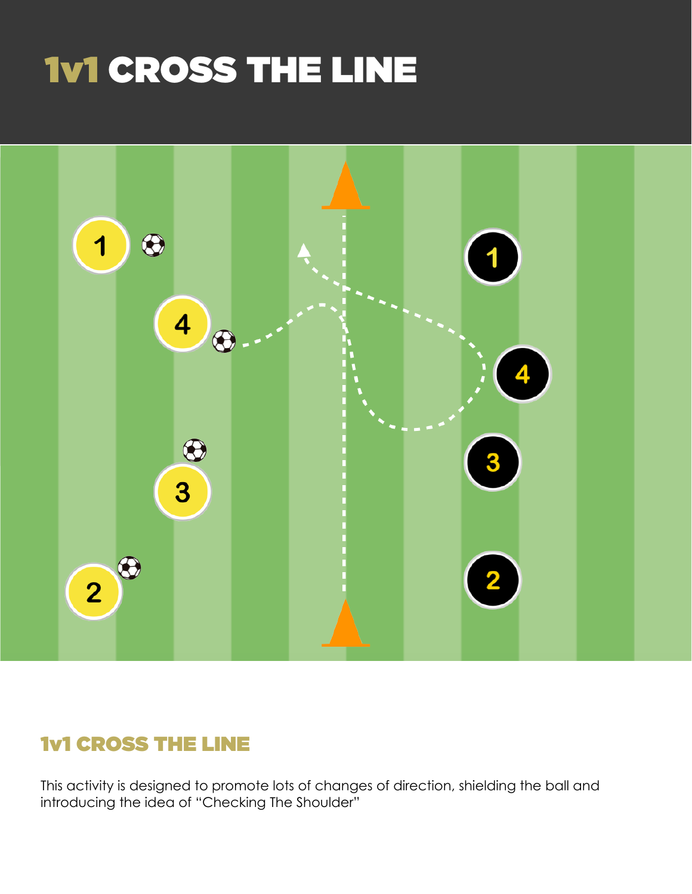# 1v1 CROSS THE LINE

## 1v1 CROSS THE LINE

This activity is designed to promote lots of changes of direction, shielding the ball and introducing the idea of "Checking The Shoulder"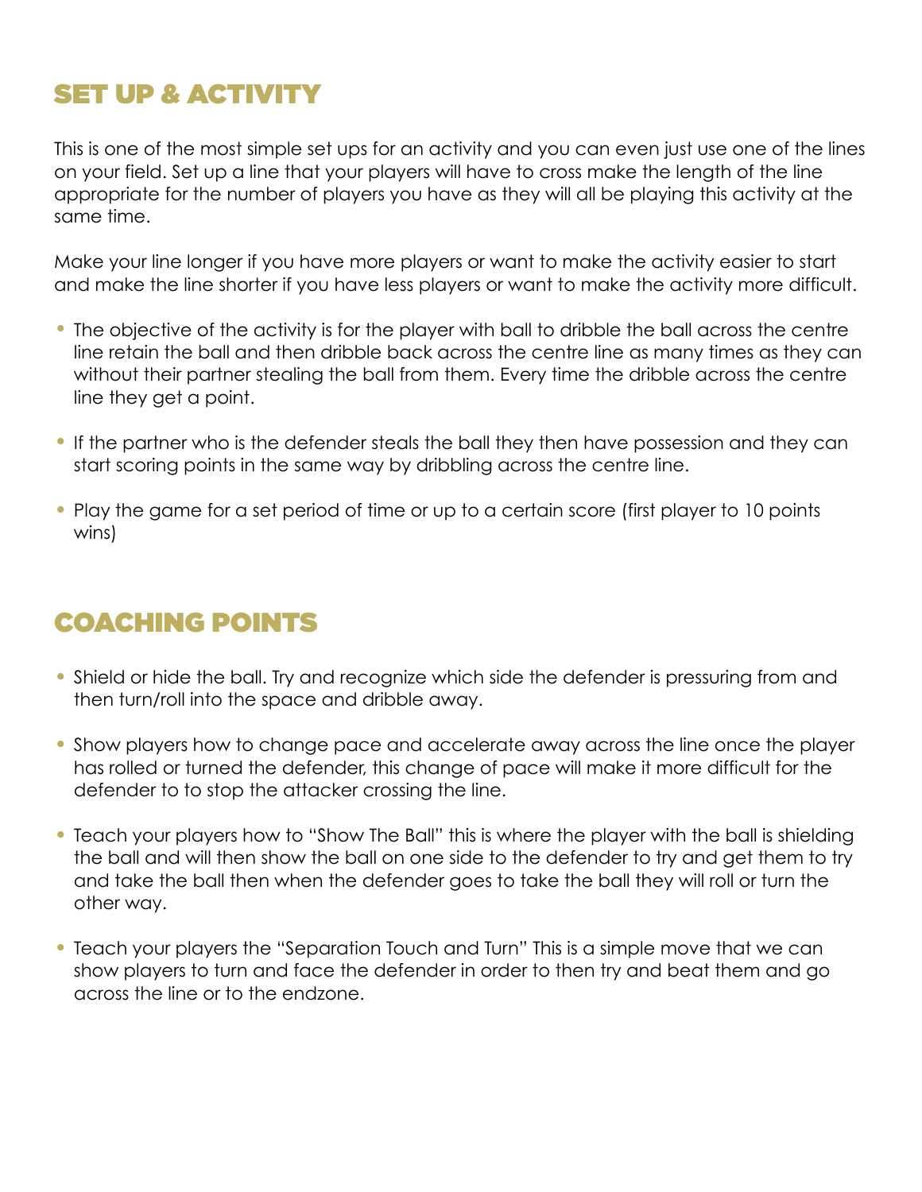## SET UP & ACTIVITY

This is one of the most simple set ups for an activity and you can even just use one of the lines on your field. Set up a line that your players will have to cross make the length of the line appropriate for the number of players you have as they will all be playing this activity at the same time.

Make your line longer if you have more players or want to make the activity easier to start and make the line shorter if you have less players or want to make the activity more difficult.

- The objective of the activity is for the player with ball to dribble the ball across the centre line retain the ball and then dribble back across the centre line as many times as they can without their partner stealing the ball from them. Every time the dribble across the centre line they get a point.
- If the partner who is the defender steals the ball they then have possession and they can start scoring points in the same way by dribbling across the centre line.
- Play the game for a set period of time or up to a certain score (first player to 10 points wins)

## COACHING POINTS

- Shield or hide the ball. Try and recognize which side the defender is pressuring from and then turn/roll into the space and dribble away.
- Show players how to change pace and accelerate away across the line once the player has rolled or turned the defender, this change of pace will make it more difficult for the defender to to stop the attacker crossing the line.
- Teach your players how to "Show The Ball" this is where the player with the ball is shielding the ball and will then show the ball on one side to the defender to try and get them to try and take the ball then when the defender goes to take the ball they will roll or turn the other way.
- Teach your players the "Separation Touch and Turn" This is a simple move that we can show players to turn and face the defender in order to then try and beat them and go across the line or to the endzone.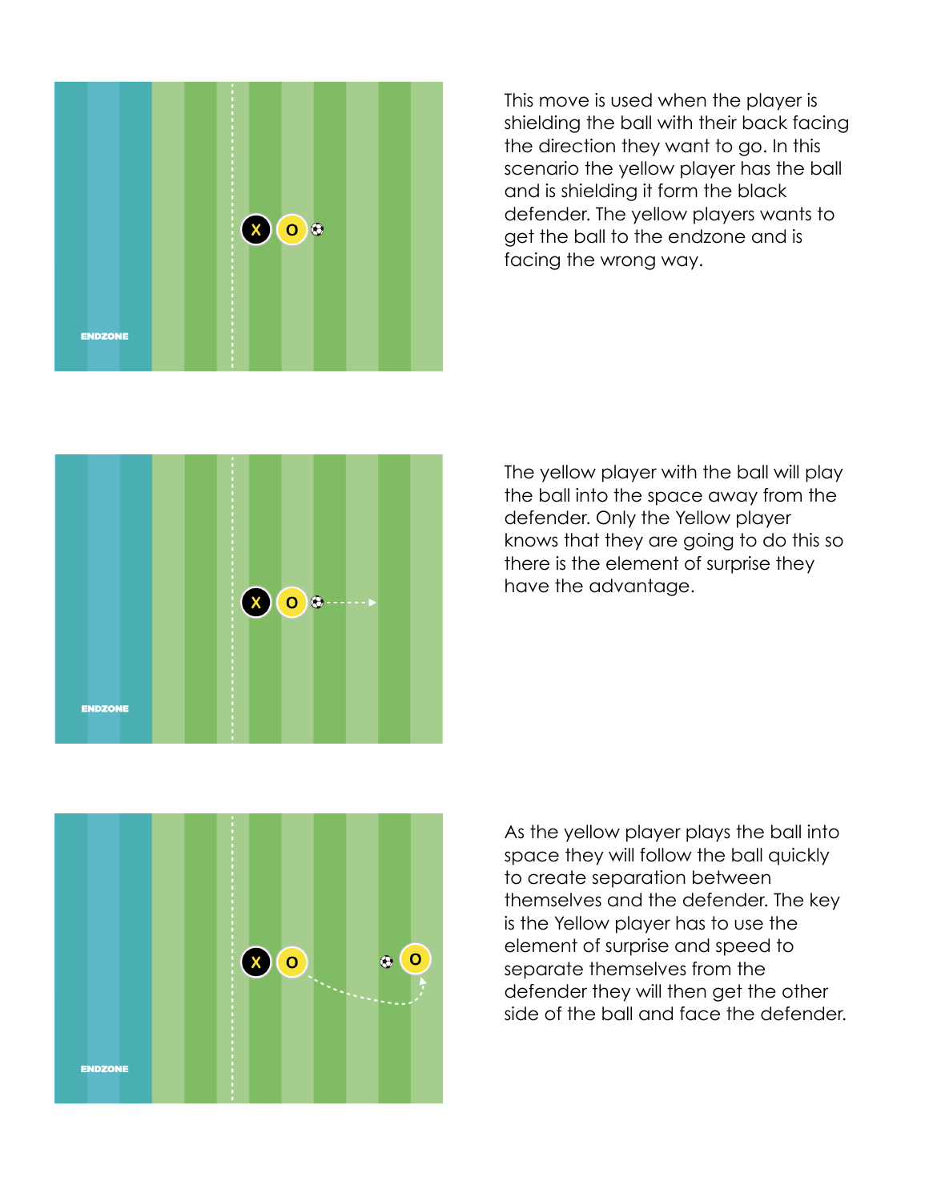This move is used when the player is shielding the ball with their back facing the direction they want to go. In this scenario the yellow player has the ball and is shielding it form the black defender. The yellow players wants to get the ball to the endzone and is facing the wrong way.

The yellow player with the ball will play the ball into the space away from the defender. Only the Yellow player knows that they are going to do this so there is the element of surprise they have the advantage.

As the yellow player plays the ball into space they will follow the ball quickly to create separation between themselves and the defender. The key is the Yellow player has to use the element of surprise and speed to separate themselves from the defender they will then get the other side of the ball and face the defender.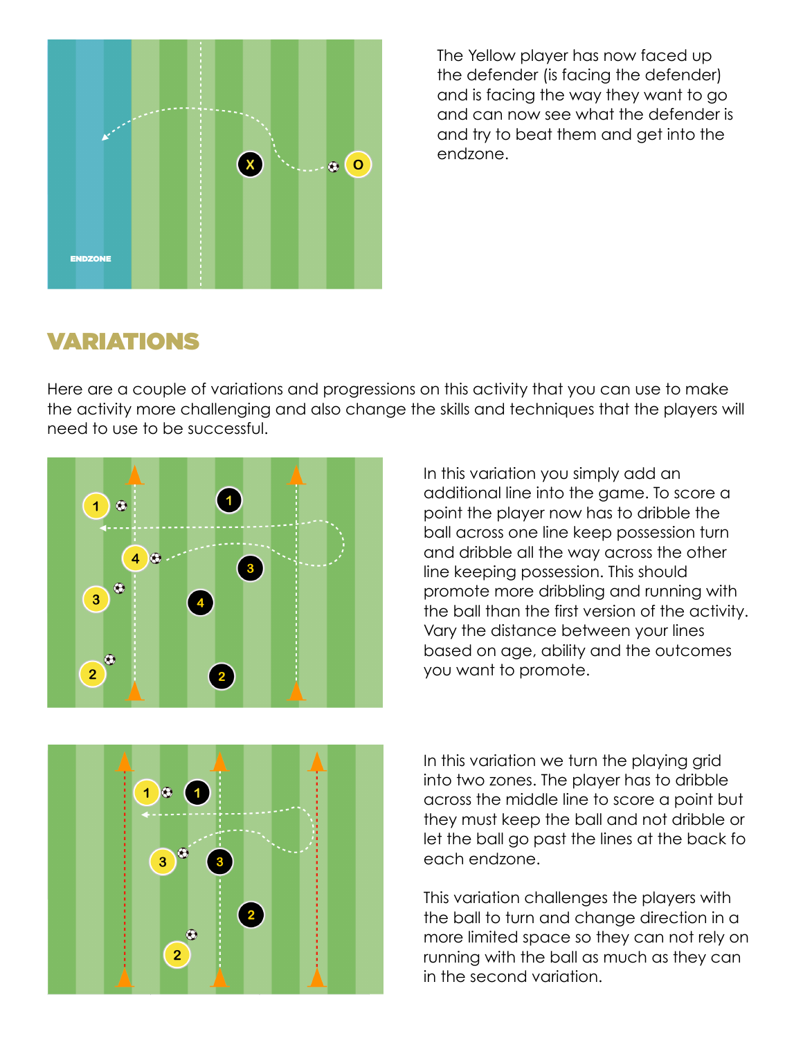ENDZONE

The Yellow player has now faced up the defender (is facing the defender) and is facing the way they want to go and can now see what the defender is and try to beat them and get into the endzone.

## VARIATIONS

Here are a couple of variations and progressions on this activity that you can use to make the activity more challenging and also change the skills and techniques that the players will need to use to be successful.

In this variation you simply add an additional line into the game. To score a point the player now has to dribble the ball across one line keep possession turn and dribble all the way across the other line keeping possession. This should promote more dribbling and running with the ball than the first version of the activity. Vary the distance between your lines based on age, ability and the outcomes you want to promote.

In this variation we turn the playing grid into two zones. The player has to dribble across the middle line to score a point but they must keep the ball and not dribble or let the ball go past the lines at the back fo each endzone.

This variation challenges the players with the ball to turn and change direction in a more limited space so they can not rely on running with the ball as much as they can in the second variation.